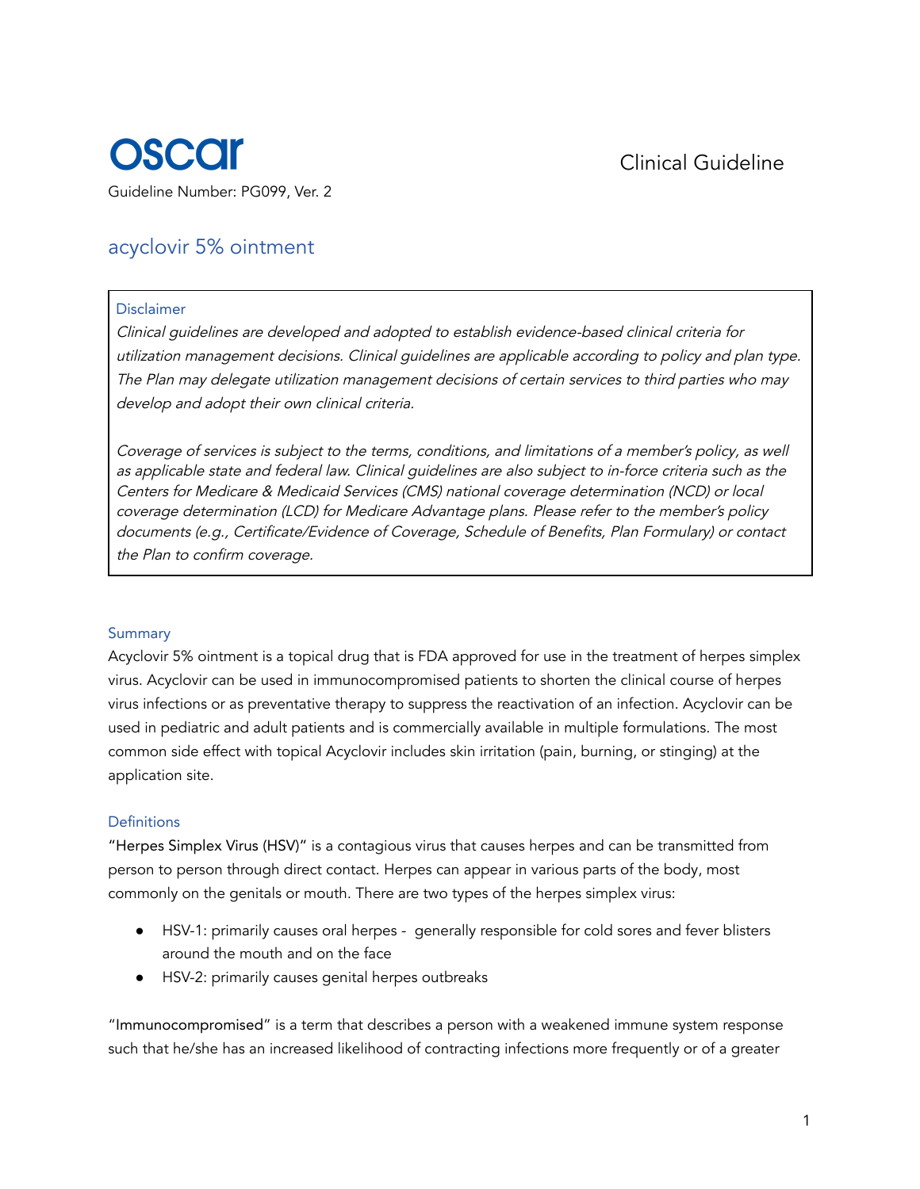oscar

Clinical Guideline

Guideline Number: PG099, Ver. 2

# acyclovir 5% ointment

**Disclaimer**

*Clinical guidelines are developed and adopted to establish evidence-based clinical criteria for utilization management decisions. Clinical guidelines are applicable according to policy and plan type. The Plan may delegate utilization management decisions of certain services to third parties who may develop and adopt their own clinical criteria.*

*Coverage of services is subject to the terms, conditions, and limitations of a member's policy, as well as applicable state and federal law. Clinical guidelines are also subject to in-force criteria such as the Centers for Medicare & Medicaid Services (CMS) national coverage determination (NCD) or local coverage determination (LCD) for Medicare Advantage plans. Please refer to the member's policy documents (e.g., Certificate/Evidence of Coverage, Schedule of Benefits, Plan Formulary) or contact the Plan to confirm coverage.*

## Summary

Acyclovir 5% ointment is a topical drug that is FDA approved for use in the treatment of herpes simplex virus. Acyclovir can be used in immunocompromised patients to shorten the clinical course of herpes virus infections or as preventative therapy to suppress the reactivation of an infection. Acyclovir can be used in pediatric and adult patients and is commercially available in multiple formulations. The most common side effect with topical Acyclovir includes skin irritation (pain, burning, or stinging) at the application site.

## Definitions

"Herpes Simplex Virus (HSV)" is a contagious virus that causes herpes and can be transmitted from person to person through direct contact. Herpes can appear in various parts of the body, most commonly on the genitals or mouth. There are two types of the herpes simplex virus:

- HSV-1: primarily causes oral herpes - generally responsible for cold sores and fever blisters around the mouth and on the face
- HSV-2: primarily causes genital herpes outbreaks

"Immunocompromised" is a term that describes a person with a weakened immune system response such that he/she has an increased likelihood of contracting infections more frequently or of a greater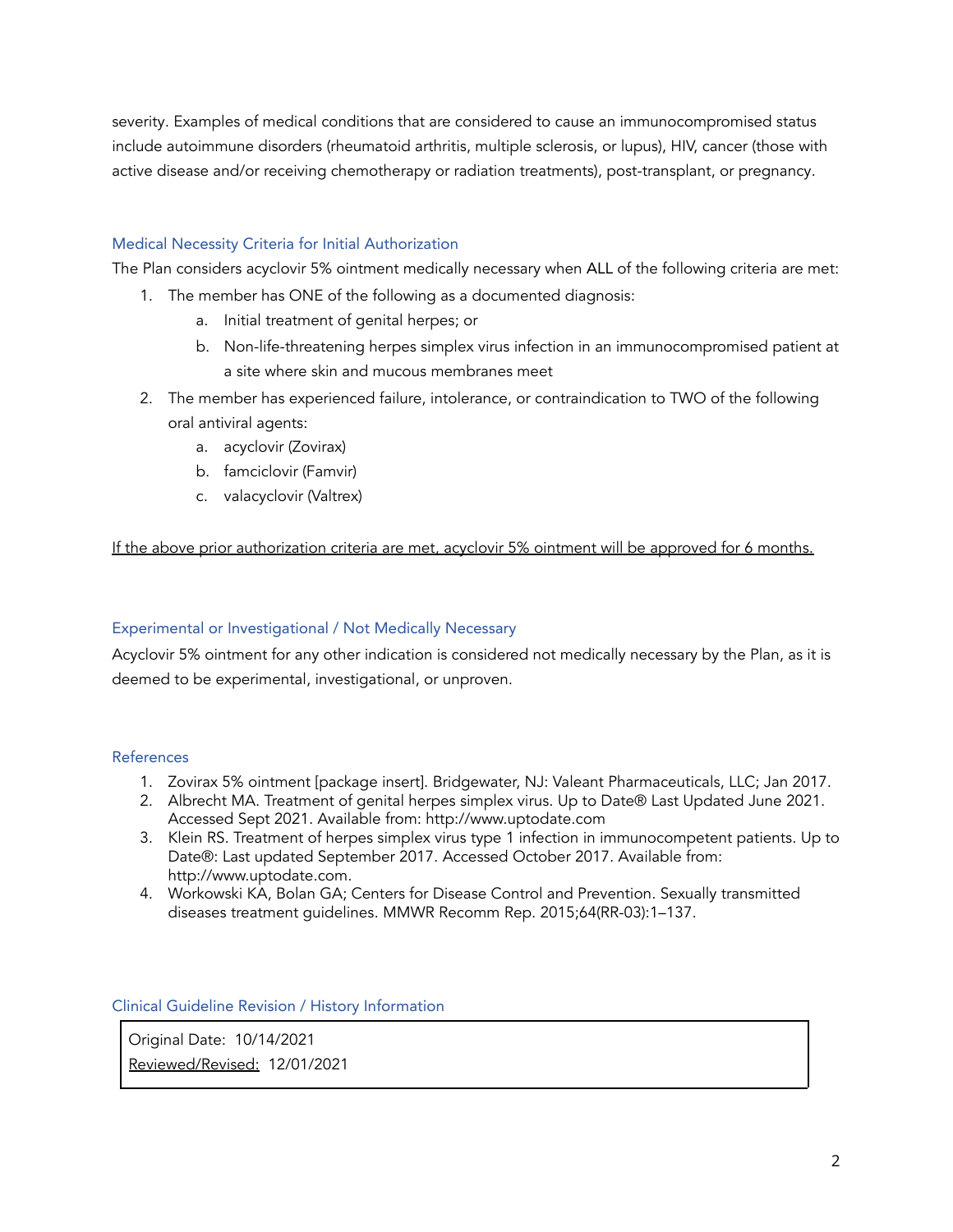severity. Examples of medical conditions that are considered to cause an immunocompromised status include autoimmune disorders (rheumatoid arthritis, multiple sclerosis, or lupus), HIV, cancer (those with active disease and/or receiving chemotherapy or radiation treatments), post-transplant, or pregnancy.

## Medical Necessity Criteria for Initial Authorization

The Plan considers acyclovir 5% ointment medically necessary when ALL of the following criteria are met:

1. The member has ONE of the following as a documented diagnosis:
    a. Initial treatment of genital herpes; or
    b. Non-life-threatening herpes simplex virus infection in an immunocompromised patient at a site where skin and mucous membranes meet
2. The member has experienced failure, intolerance, or contraindication to TWO of the following oral antiviral agents:
    a. acyclovir (Zovirax)
    b. famciclovir (Famvir)
    c. valacyclovir (Valtrex)

<u>If the above prior authorization criteria are met, acyclovir 5% ointment will be approved for 6 months.</u>

## Experimental or Investigational / Not Medically Necessary

Acyclovir 5% ointment for any other indication is considered not medically necessary by the Plan, as it is deemed to be experimental, investigational, or unproven.

## References

1. Zovirax 5% ointment [package insert]. Bridgewater, NJ: Valeant Pharmaceuticals, LLC; Jan 2017.
2. Albrecht MA. Treatment of genital herpes simplex virus. Up to Date® Last Updated June 2021. Accessed Sept 2021. Available from: http://www.uptodate.com
3. Klein RS. Treatment of herpes simplex virus type 1 infection in immunocompetent patients. Up to Date®: Last updated September 2017. Accessed October 2017. Available from: http://www.uptodate.com.
4. Workowski KA, Bolan GA; Centers for Disease Control and Prevention. Sexually transmitted diseases treatment guidelines. MMWR Recomm Rep. 2015;64(RR-03):1–137.

## Clinical Guideline Revision / History Information

| |
|---|
| Original Date: 10/14/2021 |
| <u>Reviewed/Revised:</u> 12/01/2021 |